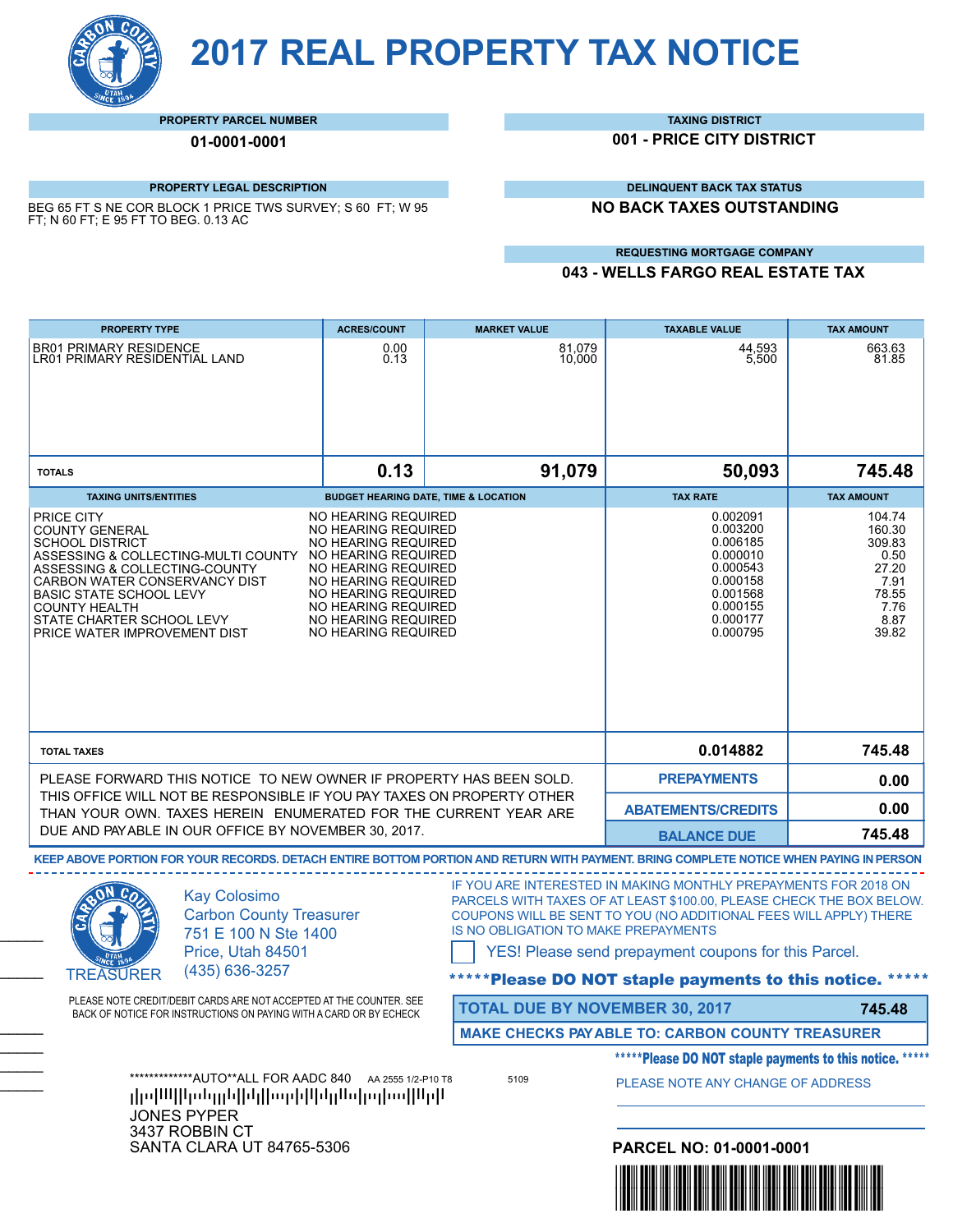# 2017 REAL PROPERTY TAX NOTICE

**PROPERTY PARCEL NUMBER**
01-0001-0001

**TAXING DISTRICT**
001 - PRICE CITY DISTRICT

**PROPERTY LEGAL DESCRIPTION**
BEG 65 FT S NE COR BLOCK 1 PRICE TWS SURVEY; S 60 FT; W 95 FT; N 60 FT; E 95 FT TO BEG. 0.13 AC

**DELINQUENT BACK TAX STATUS**
NO BACK TAXES OUTSTANDING

**REQUESTING MORTGAGE COMPANY**
043 - WELLS FARGO REAL ESTATE TAX

| PROPERTY TYPE | ACRES/COUNT | MARKET VALUE | TAXABLE VALUE | TAX AMOUNT |
|---|---|---|---|---|
| BR01 PRIMARY RESIDENCE | 0.00 | 81,079 | 44,593 | 663.63 |
| LR01 PRIMARY RESIDENTIAL LAND | 0.13 | 10,000 | 5,500 | 81.85 |
| **TOTALS** | **0.13** | **91,079** | **50,093** | **745.48** |

| TAXING UNITS/ENTITIES | BUDGET HEARING DATE, TIME & LOCATION | TAX RATE | TAX AMOUNT |
|---|---|---|---|
| PRICE CITY | NO HEARING REQUIRED | 0.002091 | 104.74 |
| COUNTY GENERAL | NO HEARING REQUIRED | 0.003200 | 160.30 |
| SCHOOL DISTRICT | NO HEARING REQUIRED | 0.006185 | 309.83 |
| ASSESSING & COLLECTING-MULTI COUNTY | NO HEARING REQUIRED | 0.000010 | 0.50 |
| ASSESSING & COLLECTING-COUNTY | NO HEARING REQUIRED | 0.000543 | 27.20 |
| CARBON WATER CONSERVANCY DIST | NO HEARING REQUIRED | 0.000158 | 7.91 |
| BASIC STATE SCHOOL LEVY | NO HEARING REQUIRED | 0.001568 | 78.55 |
| COUNTY HEALTH | NO HEARING REQUIRED | 0.000155 | 7.76 |
| STATE CHARTER SCHOOL LEVY | NO HEARING REQUIRED | 0.000177 | 8.87 |
| PRICE WATER IMPROVEMENT DIST | NO HEARING REQUIRED | 0.000795 | 39.82 |
| **TOTAL TAXES** | | **0.014882** | **745.48** |
| | | **PREPAYMENTS** | **0.00** |
| | | **ABATEMENTS/CREDITS** | **0.00** |
| | | **BALANCE DUE** | **745.48** |

PLEASE FORWARD THIS NOTICE TO NEW OWNER IF PROPERTY HAS BEEN SOLD. THIS OFFICE WILL NOT BE RESPONSIBLE IF YOU PAY TAXES ON PROPERTY OTHER THAN YOUR OWN. TAXES HEREIN ENUMERATED FOR THE CURRENT YEAR ARE DUE AND PAYABLE IN OUR OFFICE BY NOVEMBER 30, 2017.

**KEEP ABOVE PORTION FOR YOUR RECORDS. DETACH ENTIRE BOTTOM PORTION AND RETURN WITH PAYMENT. BRING COMPLETE NOTICE WHEN PAYING IN PERSON**

---

TREASURER

Kay Colosimo
Carbon County Treasurer
751 E 100 N Ste 1400
Price, Utah 84501
(435) 636-3257

PLEASE NOTE CREDIT/DEBIT CARDS ARE NOT ACCEPTED AT THE COUNTER. SEE BACK OF NOTICE FOR INSTRUCTIONS ON PAYING WITH A CARD OR BY ECHECK

IF YOU ARE INTERESTED IN MAKING MONTHLY PREPAYMENTS FOR 2018 ON PARCELS WITH TAXES OF AT LEAST $100.00, PLEASE CHECK THE BOX BELOW. COUPONS WILL BE SENT TO YOU (NO ADDITIONAL FEES WILL APPLY) THERE IS NO OBLIGATION TO MAKE PREPAYMENTS

☐ YES! Please send prepayment coupons for this Parcel.

*****Please DO NOT staple payments to this notice. *****

| TOTAL DUE BY NOVEMBER 30, 2017 | 745.48 |
|---|---|
| MAKE CHECKS PAYABLE TO: CARBON COUNTY TREASURER | |

*****Please DO NOT staple payments to this notice. *****

PLEASE NOTE ANY CHANGE OF ADDRESS

*************AUTO**ALL FOR AADC 840 AA 2555 1/2-P10 T8 5109

JONES PYPER
3437 ROBBIN CT
SANTA CLARA UT 84765-5306

**PARCEL NO: 01-0001-0001**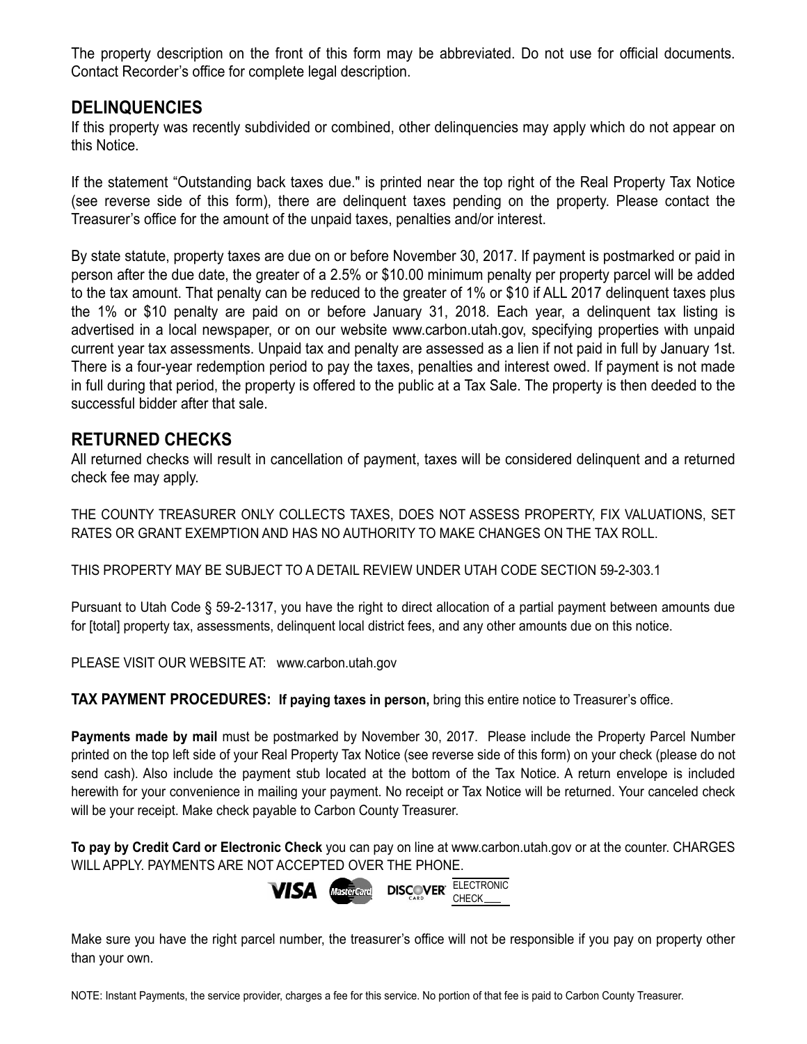The property description on the front of this form may be abbreviated. Do not use for official documents. Contact Recorder's office for complete legal description.

## DELINQUENCIES

If this property was recently subdivided or combined, other delinquencies may apply which do not appear on this Notice.

If the statement "Outstanding back taxes due." is printed near the top right of the Real Property Tax Notice (see reverse side of this form), there are delinquent taxes pending on the property. Please contact the Treasurer's office for the amount of the unpaid taxes, penalties and/or interest.

By state statute, property taxes are due on or before November 30, 2017. If payment is postmarked or paid in person after the due date, the greater of a 2.5% or $10.00 minimum penalty per property parcel will be added to the tax amount. That penalty can be reduced to the greater of 1% or $10 if ALL 2017 delinquent taxes plus the 1% or $10 penalty are paid on or before January 31, 2018. Each year, a delinquent tax listing is advertised in a local newspaper, or on our website www.carbon.utah.gov, specifying properties with unpaid current year tax assessments. Unpaid tax and penalty are assessed as a lien if not paid in full by January 1st. There is a four-year redemption period to pay the taxes, penalties and interest owed. If payment is not made in full during that period, the property is offered to the public at a Tax Sale. The property is then deeded to the successful bidder after that sale.

## RETURNED CHECKS

All returned checks will result in cancellation of payment, taxes will be considered delinquent and a returned check fee may apply.

THE COUNTY TREASURER ONLY COLLECTS TAXES, DOES NOT ASSESS PROPERTY, FIX VALUATIONS, SET RATES OR GRANT EXEMPTION AND HAS NO AUTHORITY TO MAKE CHANGES ON THE TAX ROLL.

THIS PROPERTY MAY BE SUBJECT TO A DETAIL REVIEW UNDER UTAH CODE SECTION 59-2-303.1

Pursuant to Utah Code § 59-2-1317, you have the right to direct allocation of a partial payment between amounts due for [total] property tax, assessments, delinquent local district fees, and any other amounts due on this notice.

PLEASE VISIT OUR WEBSITE AT: www.carbon.utah.gov

**TAX PAYMENT PROCEDURES: If paying taxes in person,** bring this entire notice to Treasurer's office.

**Payments made by mail** must be postmarked by November 30, 2017. Please include the Property Parcel Number printed on the top left side of your Real Property Tax Notice (see reverse side of this form) on your check (please do not send cash). Also include the payment stub located at the bottom of the Tax Notice. A return envelope is included herewith for your convenience in mailing your payment. No receipt or Tax Notice will be returned. Your canceled check will be your receipt. Make check payable to Carbon County Treasurer.

**To pay by Credit Card or Electronic Check** you can pay on line at www.carbon.utah.gov or at the counter. CHARGES WILL APPLY. PAYMENTS ARE NOT ACCEPTED OVER THE PHONE.

VISA MasterCard DISCOVER ELECTRONIC CHECK

Make sure you have the right parcel number, the treasurer's office will not be responsible if you pay on property other than your own.

NOTE: Instant Payments, the service provider, charges a fee for this service. No portion of that fee is paid to Carbon County Treasurer.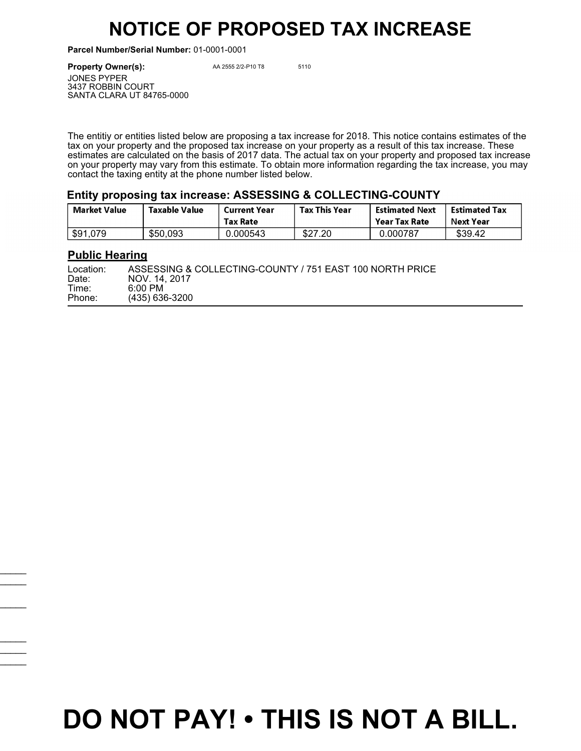# NOTICE OF PROPOSED TAX INCREASE

**Parcel Number/Serial Number:** 01-0001-0001

**Property Owner(s):** AA 2555 2/2-P10 T8 5110

JONES PYPER
3437 ROBBIN COURT
SANTA CLARA UT 84765-0000

The entitiy or entities listed below are proposing a tax increase for 2018. This notice contains estimates of the tax on your property and the proposed tax increase on your property as a result of this tax increase. These estimates are calculated on the basis of 2017 data. The actual tax on your property and proposed tax increase on your property may vary from this estimate. To obtain more information regarding the tax increase, you may contact the taxing entity at the phone number listed below.

### Entity proposing tax increase: ASSESSING & COLLECTING-COUNTY

| Market Value | Taxable Value | Current Year Tax Rate | Tax This Year | Estimated Next Year Tax Rate | Estimated Tax Next Year |
|---|---|---|---|---|---|
| $91,079 | $50,093 | 0.000543 | $27.20 | 0.000787 | $39.42 |

### Public Hearing

Location: ASSESSING & COLLECTING-COUNTY / 751 EAST 100 NORTH PRICE
Date: NOV. 14, 2017
Time: 6:00 PM
Phone: (435) 636-3200

# DO NOT PAY! • THIS IS NOT A BILL.